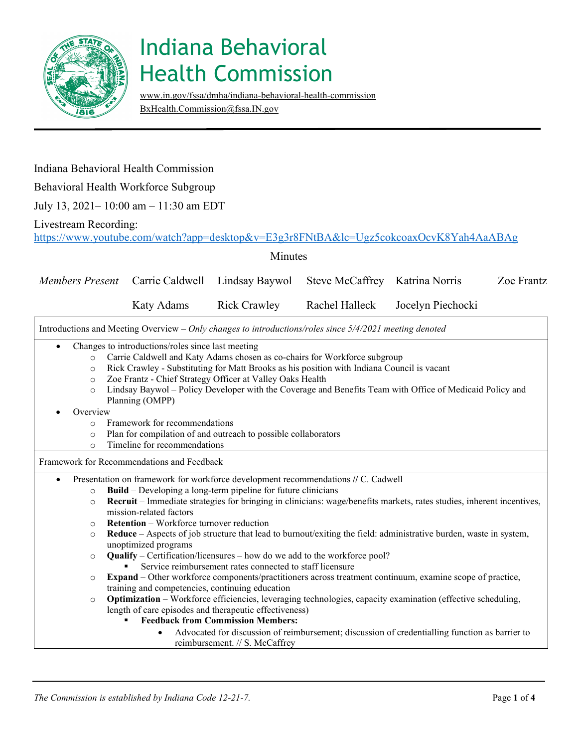# Indiana Behavioral Health Commission

www.in.gov/fssa/dmha/indiana-behavioral-health-commission
BxHealth.Commission@fssa.IN.gov

Indiana Behavioral Health Commission

Behavioral Health Workforce Subgroup

July 13, 2021– 10:00 am – 11:30 am EDT

Livestream Recording:
https://www.youtube.com/watch?app=desktop&v=E3g3r8FNtBA&lc=Ugz5cokcoaxOcvK8Yah4AaABAg

Minutes

| *Members Present* | Carrie Caldwell | Lindsay Baywol | Steve McCaffrey | Katrina Norris | Zoe Frantz |
|---|---|---|---|---|---|
| | Katy Adams | Rick Crawley | Rachel Halleck | Jocelyn Piechocki | |

Introductions and Meeting Overview – *Only changes to introductions/roles since 5/4/2021 meeting denoted*

- Changes to introductions/roles since last meeting
  - Carrie Caldwell and Katy Adams chosen as co-chairs for Workforce subgroup
  - Rick Crawley - Substituting for Matt Brooks as his position with Indiana Council is vacant
  - Zoe Frantz - Chief Strategy Officer at Valley Oaks Health
  - Lindsay Baywol – Policy Developer with the Coverage and Benefits Team with Office of Medicaid Policy and Planning (OMPP)
- Overview
  - Framework for recommendations
  - Plan for compilation of and outreach to possible collaborators
  - Timeline for recommendations

Framework for Recommendations and Feedback

- Presentation on framework for workforce development recommendations // C. Cadwell
  - **Build** – Developing a long-term pipeline for future clinicians
  - **Recruit** – Immediate strategies for bringing in clinicians: wage/benefits markets, rates studies, inherent incentives, mission-related factors
  - **Retention** – Workforce turnover reduction
  - **Reduce** – Aspects of job structure that lead to burnout/exiting the field: administrative burden, waste in system, unoptimized programs
  - **Qualify** – Certification/licensures – how do we add to the workforce pool?
    - Service reimbursement rates connected to staff licensure
  - **Expand** – Other workforce components/practitioners across treatment continuum, examine scope of practice, training and competencies, continuing education
  - **Optimization** – Workforce efficiencies, leveraging technologies, capacity examination (effective scheduling, length of care episodes and therapeutic effectiveness)
    - **Feedback from Commission Members:**
      - Advocated for discussion of reimbursement; discussion of credentialling function as barrier to reimbursement. // S. McCaffrey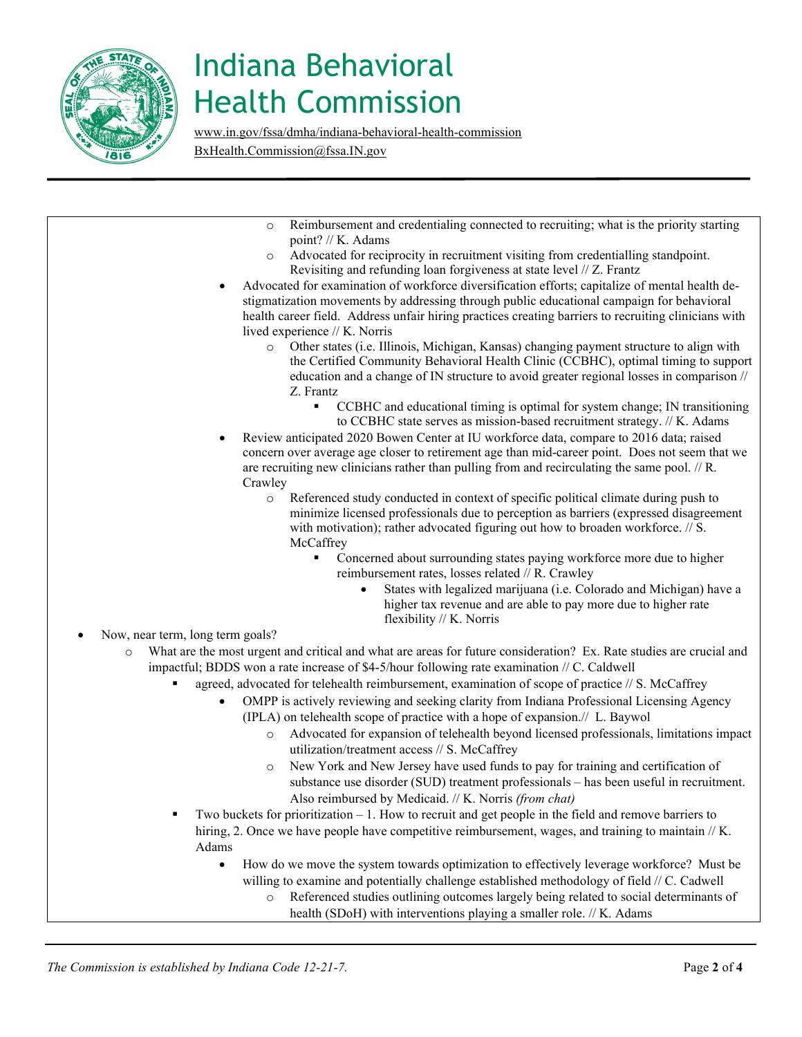- Reimbursement and credentialing connected to recruiting; what is the priority starting point? // K. Adams
      - Advocated for reciprocity in recruitment visiting from credentialling standpoint. Revisiting and refunding loan forgiveness at state level // Z. Frantz
    - Advocated for examination of workforce diversification efforts; capitalize of mental health de-stigmatization movements by addressing through public educational campaign for behavioral health career field. Address unfair hiring practices creating barriers to recruiting clinicians with lived experience // K. Norris
      - Other states (i.e. Illinois, Michigan, Kansas) changing payment structure to align with the Certified Community Behavioral Health Clinic (CCBHC), optimal timing to support education and a change of IN structure to avoid greater regional losses in comparison // Z. Frantz
        - CCBHC and educational timing is optimal for system change; IN transitioning to CCBHC state serves as mission-based recruitment strategy. // K. Adams
    - Review anticipated 2020 Bowen Center at IU workforce data, compare to 2016 data; raised concern over average age closer to retirement age than mid-career point. Does not seem that we are recruiting new clinicians rather than pulling from and recirculating the same pool. // R. Crawley
      - Referenced study conducted in context of specific political climate during push to minimize licensed professionals due to perception as barriers (expressed disagreement with motivation); rather advocated figuring out how to broaden workforce. // S. McCaffrey
        - Concerned about surrounding states paying workforce more due to higher reimbursement rates, losses related // R. Crawley
          - States with legalized marijuana (i.e. Colorado and Michigan) have a higher tax revenue and are able to pay more due to higher rate flexibility // K. Norris
- Now, near term, long term goals?
  - What are the most urgent and critical and what are areas for future consideration? Ex. Rate studies are crucial and impactful; BDDS won a rate increase of $4-5/hour following rate examination // C. Caldwell
    - agreed, advocated for telehealth reimbursement, examination of scope of practice // S. McCaffrey
      - OMPP is actively reviewing and seeking clarity from Indiana Professional Licensing Agency (IPLA) on telehealth scope of practice with a hope of expansion.// L. Baywol
        - Advocated for expansion of telehealth beyond licensed professionals, limitations impact utilization/treatment access // S. McCaffrey
        - New York and New Jersey have used funds to pay for training and certification of substance use disorder (SUD) treatment professionals – has been useful in recruitment. Also reimbursed by Medicaid. // K. Norris *(from chat)*
    - Two buckets for prioritization – 1. How to recruit and get people in the field and remove barriers to hiring, 2. Once we have people have competitive reimbursement, wages, and training to maintain // K. Adams
      - How do we move the system towards optimization to effectively leverage workforce? Must be willing to examine and potentially challenge established methodology of field // C. Cadwell
        - Referenced studies outlining outcomes largely being related to social determinants of health (SDoH) with interventions playing a smaller role. // K. Adams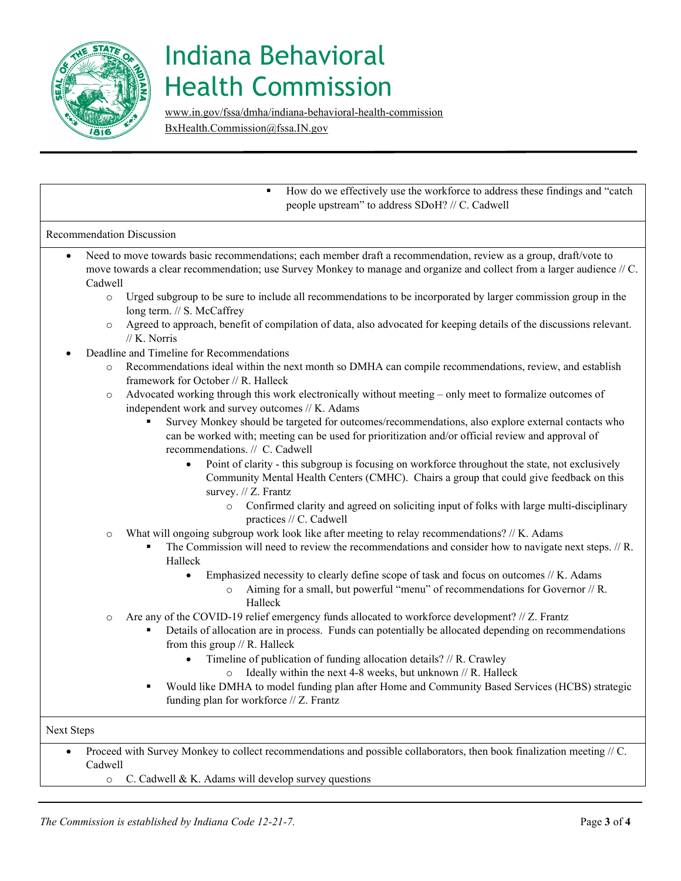- How do we effectively use the workforce to address these findings and "catch people upstream" to address SDoH? // C. Cadwell

Recommendation Discussion

- Need to move towards basic recommendations; each member draft a recommendation, review as a group, draft/vote to move towards a clear recommendation; use Survey Monkey to manage and organize and collect from a larger audience // C. Cadwell
  - Urged subgroup to be sure to include all recommendations to be incorporated by larger commission group in the long term. // S. McCaffrey
  - Agreed to approach, benefit of compilation of data, also advocated for keeping details of the discussions relevant. // K. Norris
- Deadline and Timeline for Recommendations
  - Recommendations ideal within the next month so DMHA can compile recommendations, review, and establish framework for October // R. Halleck
  - Advocated working through this work electronically without meeting – only meet to formalize outcomes of independent work and survey outcomes // K. Adams
    - Survey Monkey should be targeted for outcomes/recommendations, also explore external contacts who can be worked with; meeting can be used for prioritization and/or official review and approval of recommendations. // C. Cadwell
      - Point of clarity - this subgroup is focusing on workforce throughout the state, not exclusively Community Mental Health Centers (CMHC). Chairs a group that could give feedback on this survey. // Z. Frantz
        - Confirmed clarity and agreed on soliciting input of folks with large multi-disciplinary practices // C. Cadwell
  - What will ongoing subgroup work look like after meeting to relay recommendations? // K. Adams
    - The Commission will need to review the recommendations and consider how to navigate next steps. // R. Halleck
      - Emphasized necessity to clearly define scope of task and focus on outcomes // K. Adams
        - Aiming for a small, but powerful "menu" of recommendations for Governor // R. Halleck
  - Are any of the COVID-19 relief emergency funds allocated to workforce development? // Z. Frantz
    - Details of allocation are in process. Funds can potentially be allocated depending on recommendations from this group // R. Halleck
      - Timeline of publication of funding allocation details? // R. Crawley
        - Ideally within the next 4-8 weeks, but unknown // R. Halleck
    - Would like DMHA to model funding plan after Home and Community Based Services (HCBS) strategic funding plan for workforce // Z. Frantz

Next Steps

- Proceed with Survey Monkey to collect recommendations and possible collaborators, then book finalization meeting // C. Cadwell
  - C. Cadwell & K. Adams will develop survey questions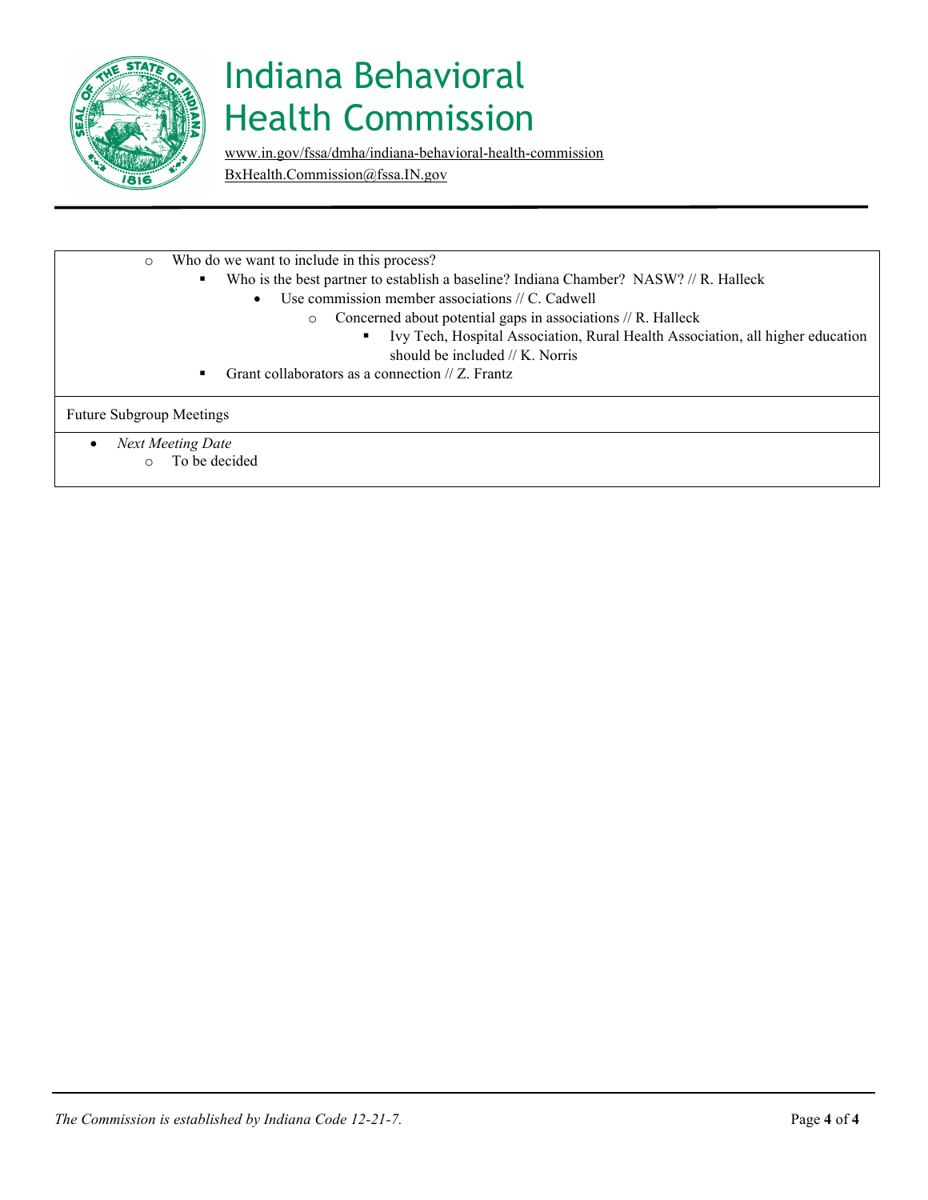# Indiana Behavioral Health Commission

www.in.gov/fssa/dmha/indiana-behavioral-health-commission
BxHealth.Commission@fssa.IN.gov

- Who do we want to include in this process?
  - Who is the best partner to establish a baseline? Indiana Chamber? NASW? // R. Halleck
    - Use commission member associations // C. Cadwell
      - Concerned about potential gaps in associations // R. Halleck
        - Ivy Tech, Hospital Association, Rural Health Association, all higher education should be included // K. Norris
  - Grant collaborators as a connection // Z. Frantz

Future Subgroup Meetings

- *Next Meeting Date*
  - To be decided

*The Commission is established by Indiana Code 12-21-7.*